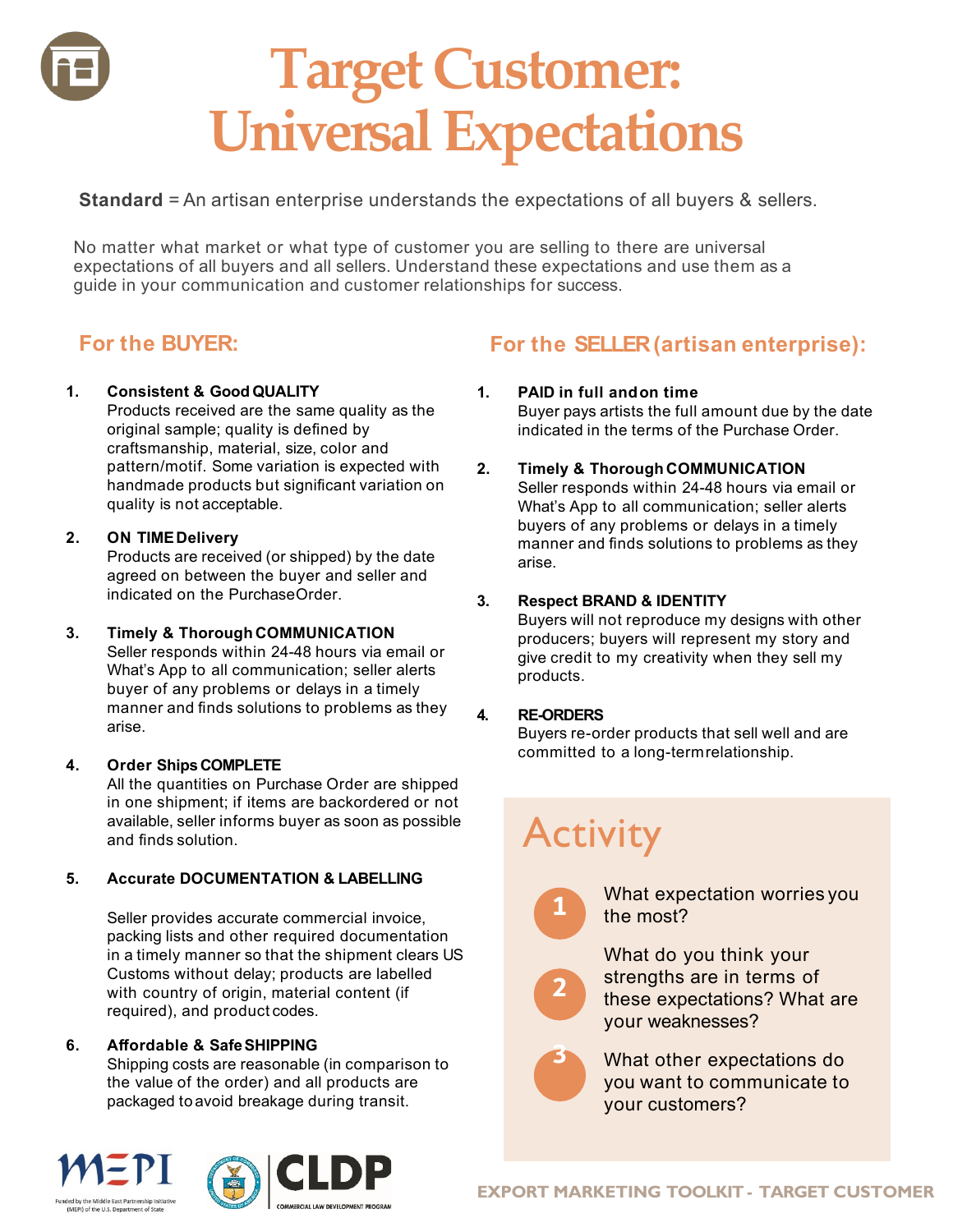# Target Customer: Universal Expectations

**Standard** = An artisan enterprise understands the expectations of all buyers & sellers.

No matter what market or what type of customer you are selling to there are universal expectations of all buyers and all sellers. Understand these expectations and use them as a guide in your communication and customer relationships for success.

## For the BUYER:

1. **Consistent & Good QUALITY**
   Products received are the same quality as the original sample; quality is defined by craftsmanship, material, size, color and pattern/motif. Some variation is expected with handmade products but significant variation on quality is not acceptable.

2. **ON TIME Delivery**
   Products are received (or shipped) by the date agreed on between the buyer and seller and indicated on the Purchase Order.

3. **Timely & Thorough COMMUNICATION**
   Seller responds within 24-48 hours via email or What's App to all communication; seller alerts buyer of any problems or delays in a timely manner and finds solutions to problems as they arise.

4. **Order Ships COMPLETE**
   All the quantities on Purchase Order are shipped in one shipment; if items are backordered or not available, seller informs buyer as soon as possible and finds solution.

5. **Accurate DOCUMENTATION & LABELLING**

   Seller provides accurate commercial invoice, packing lists and other required documentation in a timely manner so that the shipment clears US Customs without delay; products are labelled with country of origin, material content (if required), and product codes.

6. **Affordable & Safe SHIPPING**
   Shipping costs are reasonable (in comparison to the value of the order) and all products are packaged to avoid breakage during transit.

## For the SELLER (artisan enterprise):

1. **PAID in full and on time**
   Buyer pays artists the full amount due by the date indicated in the terms of the Purchase Order.

2. **Timely & Thorough COMMUNICATION**
   Seller responds within 24-48 hours via email or What's App to all communication; seller alerts buyers of any problems or delays in a timely manner and finds solutions to problems as they arise.

3. **Respect BRAND & IDENTITY**
   Buyers will not reproduce my designs with other producers; buyers will represent my story and give credit to my creativity when they sell my products.

4. **RE-ORDERS**
   Buyers re-order products that sell well and are committed to a long-term relationship.

## Activity

1. What expectation worries you the most?
2. What do you think your strengths are in terms of these expectations? What are your weaknesses?
3. What other expectations do you want to communicate to your customers?

Funded by the Middle East Partnership Initiative (MEPI) of the U.S. Department of State

CLDP COMMERCIAL LAW DEVELOPMENT PROGRAM

EXPORT MARKETING TOOLKIT - TARGET CUSTOMER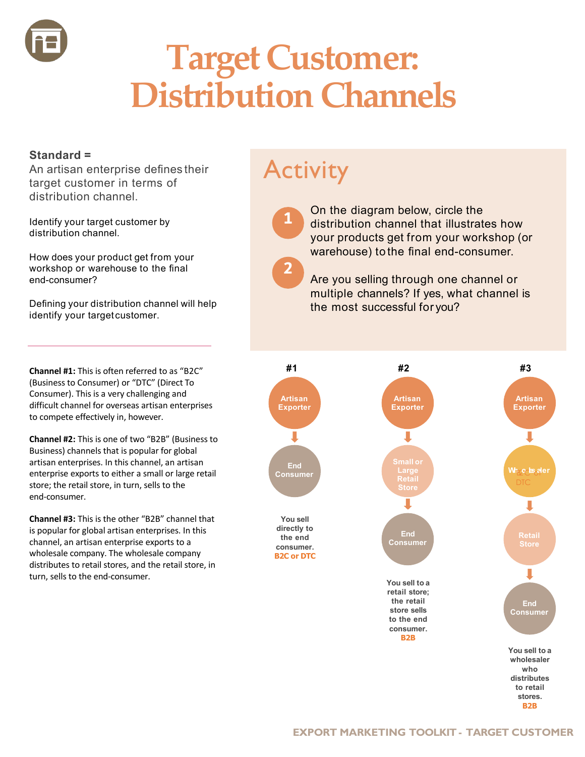# Target Customer: Distribution Channels

**Standard =**
An artisan enterprise defines their target customer in terms of distribution channel.

Identify your target customer by distribution channel.

How does your product get from your workshop or warehouse to the final end-consumer?

Defining your distribution channel will help identify your target customer.

## Activity

1. On the diagram below, circle the distribution channel that illustrates how your products get from your workshop (or warehouse) to the final end-consumer.

2. Are you selling through one channel or multiple channels? If yes, what channel is the most successful for you?

---

**Channel #1:** This is often referred to as "B2C" (Business to Consumer) or "DTC" (Direct To Consumer). This is a very challenging and difficult channel for overseas artisan enterprises to compete effectively in, however.

**Channel #2:** This is one of two "B2B" (Business to Business) channels that is popular for global artisan enterprises. In this channel, an artisan enterprise exports to either a small or large retail store; the retail store, in turn, sells to the end-consumer.

**Channel #3:** This is the other "B2B" channel that is popular for global artisan enterprises. In this channel, an artisan enterprise exports to a wholesale company. The wholesale company distributes to retail stores, and the retail store, in turn, sells to the end-consumer.

**#1**

Artisan Exporter → End Consumer

You sell directly to the end consumer.
**B2C or DTC**

**#2**

Artisan Exporter → Small or Large Retail Store → End Consumer

You sell to a retail store; the retail store sells to the end consumer.
**B2B**

**#3**

Artisan Exporter → Wholesaler → Retail Store → End Consumer

You sell to a wholesaler who distributes to retail stores.
**B2B**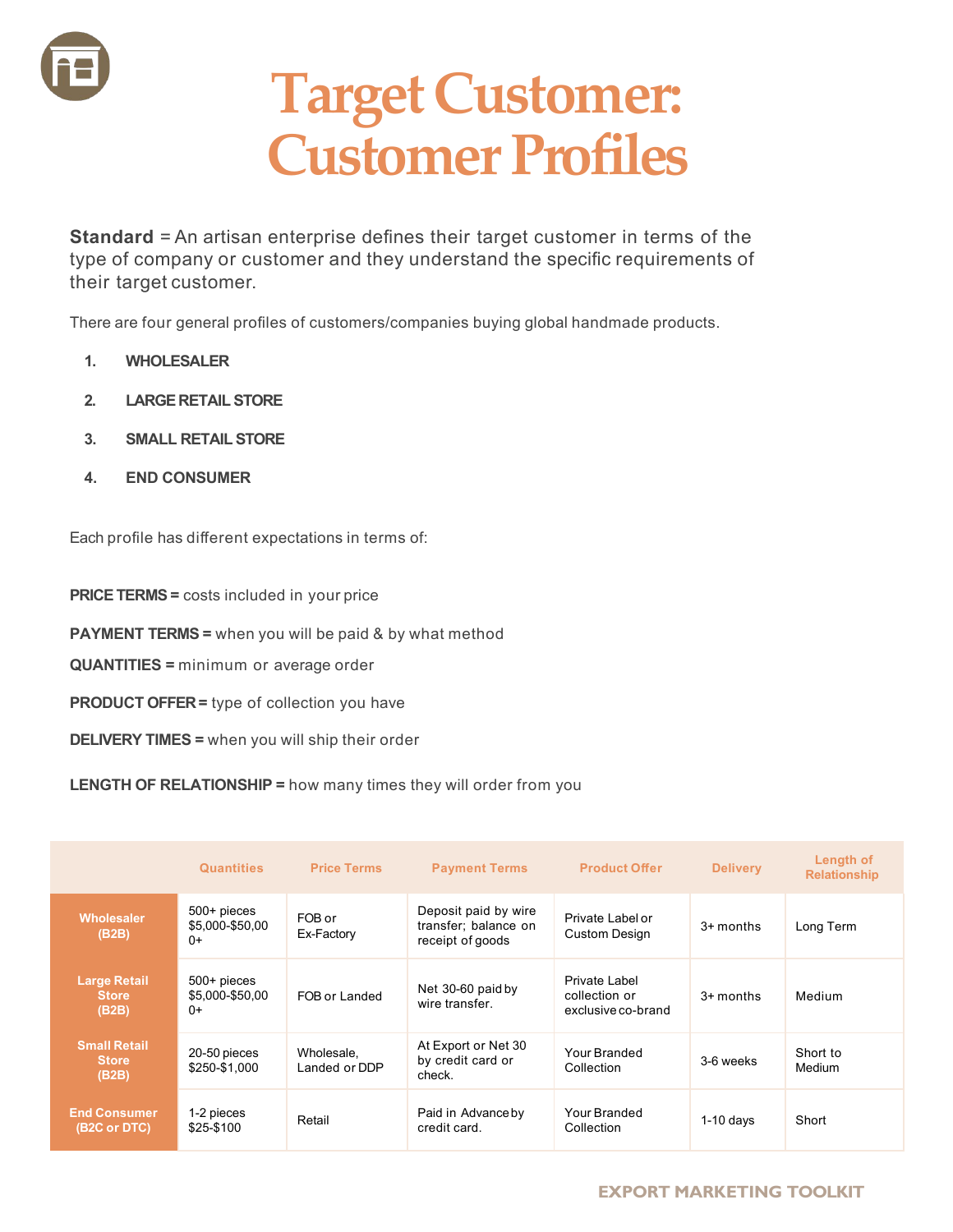# Target Customer: Customer Profiles

**Standard** = An artisan enterprise defines their target customer in terms of the type of company or customer and they understand the specific requirements of their target customer.

There are four general profiles of customers/companies buying global handmade products.

1. **WHOLESALER**
2. **LARGE RETAIL STORE**
3. **SMALL RETAIL STORE**
4. **END CONSUMER**

Each profile has different expectations in terms of:

**PRICE TERMS =** costs included in your price

**PAYMENT TERMS =** when you will be paid & by what method

**QUANTITIES =** minimum or average order

**PRODUCT OFFER =** type of collection you have

**DELIVERY TIMES =** when you will ship their order

**LENGTH OF RELATIONSHIP =** how many times they will order from you

| | Quantities | Price Terms | Payment Terms | Product Offer | Delivery | Length of Relationship |
|---|---|---|---|---|---|---|
| **Wholesaler (B2B)** | 500+ pieces $5,000-$50,000+ | FOB or Ex-Factory | Deposit paid by wire transfer; balance on receipt of goods | Private Label or Custom Design | 3+ months | Long Term |
| **Large Retail Store (B2B)** | 500+ pieces $5,000-$50,000+ | FOB or Landed | Net 30-60 paid by wire transfer. | Private Label collection or exclusive co-brand | 3+ months | Medium |
| **Small Retail Store (B2B)** | 20-50 pieces $250-$1,000 | Wholesale, Landed or DDP | At Export or Net 30 by credit card or check. | Your Branded Collection | 3-6 weeks | Short to Medium |
| **End Consumer (B2C or DTC)** | 1-2 pieces $25-$100 | Retail | Paid in Advance by credit card. | Your Branded Collection | 1-10 days | Short |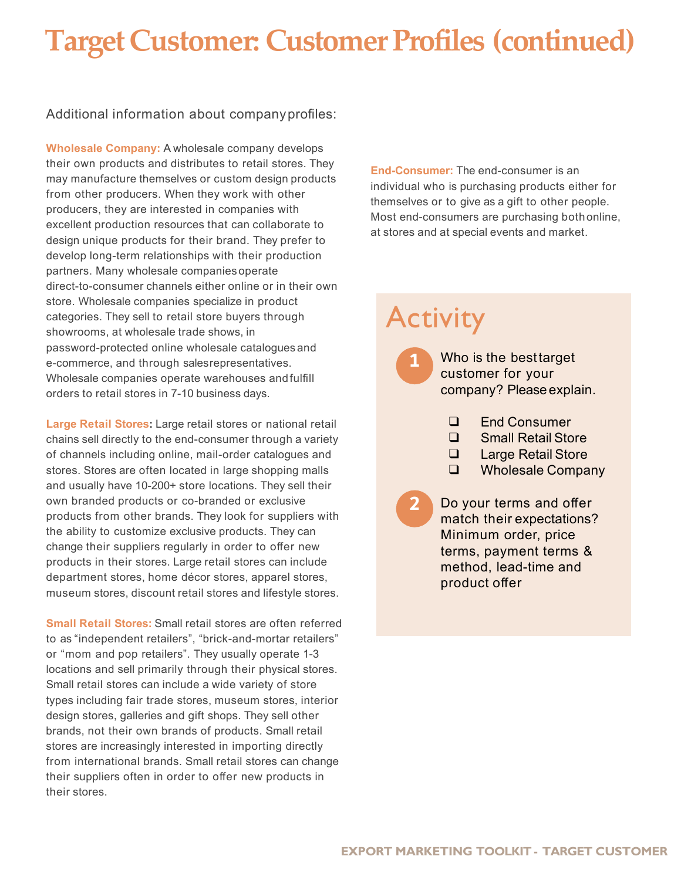# Target Customer: Customer Profiles (continued)

Additional information about company profiles:

**Wholesale Company:** A wholesale company develops their own products and distributes to retail stores. They may manufacture themselves or custom design products from other producers. When they work with other producers, they are interested in companies with excellent production resources that can collaborate to design unique products for their brand. They prefer to develop long-term relationships with their production partners. Many wholesale companies operate direct-to-consumer channels either online or in their own store. Wholesale companies specialize in product categories. They sell to retail store buyers through showrooms, at wholesale trade shows, in password-protected online wholesale catalogues and e-commerce, and through sales representatives. Wholesale companies operate warehouses and fulfill orders to retail stores in 7-10 business days.

**Large Retail Stores:** Large retail stores or national retail chains sell directly to the end-consumer through a variety of channels including online, mail-order catalogues and stores. Stores are often located in large shopping malls and usually have 10-200+ store locations. They sell their own branded products or co-branded or exclusive products from other brands. They look for suppliers with the ability to customize exclusive products. They can change their suppliers regularly in order to offer new products in their stores. Large retail stores can include department stores, home décor stores, apparel stores, museum stores, discount retail stores and lifestyle stores.

**Small Retail Stores:** Small retail stores are often referred to as "independent retailers", "brick-and-mortar retailers" or "mom and pop retailers". They usually operate 1-3 locations and sell primarily through their physical stores. Small retail stores can include a wide variety of store types including fair trade stores, museum stores, interior design stores, galleries and gift shops. They sell other brands, not their own brands of products. Small retail stores are increasingly interested in importing directly from international brands. Small retail stores can change their suppliers often in order to offer new products in their stores.

**End-Consumer:** The end-consumer is an individual who is purchasing products either for themselves or to give as a gift to other people. Most end-consumers are purchasing both online, at stores and at special events and market.

## Activity

1. Who is the best target customer for your company? Please explain.
   - ❑ End Consumer
   - ❑ Small Retail Store
   - ❑ Large Retail Store
   - ❑ Wholesale Company

2. Do your terms and offer match their expectations? Minimum order, price terms, payment terms & method, lead-time and product offer